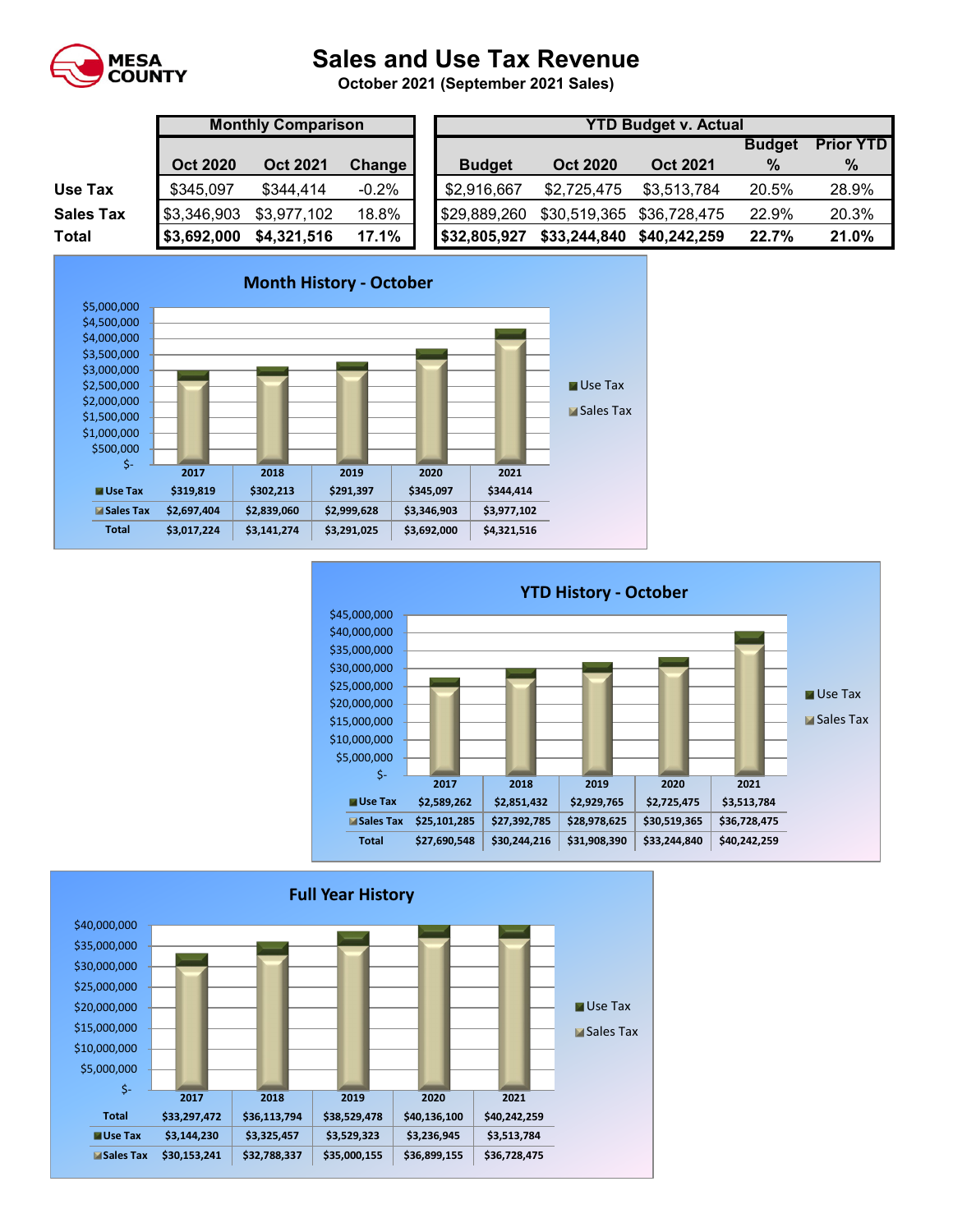MESA COUNTY

# Sales and Use Tax Revenue

**October 2021 (September 2021 Sales)**

| | Monthly Comparison | | | YTD Budget v. Actual | | | | |
|---|---|---|---|---|---|---|---|---|
| | Oct 2020 | Oct 2021 | Change | Budget | Oct 2020 | Oct 2021 | Budget % | Prior YTD % |
| **Use Tax** | $345,097 | $344,414 | -0.2% | $2,916,667 | $2,725,475 | $3,513,784 | 20.5% | 28.9% |
| **Sales Tax** | $3,346,903 | $3,977,102 | 18.8% | $29,889,260 | $30,519,365 | $36,728,475 | 22.9% | 20.3% |
| **Total** | **$3,692,000** | **$4,321,516** | **17.1%** | **$32,805,927** | **$33,244,840** | **$40,242,259** | **22.7%** | **21.0%** |

## Month History - October

| | 2017 | 2018 | 2019 | 2020 | 2021 |
|---|---|---|---|---|---|
| Use Tax | $319,819 | $302,213 | $291,397 | $345,097 | $344,414 |
| Sales Tax | $2,697,404 | $2,839,060 | $2,999,628 | $3,346,903 | $3,977,102 |
| Total | $3,017,224 | $3,141,274 | $3,291,025 | $3,692,000 | $4,321,516 |

## YTD History - October

| | 2017 | 2018 | 2019 | 2020 | 2021 |
|---|---|---|---|---|---|
| Use Tax | $2,589,262 | $2,851,432 | $2,929,765 | $2,725,475 | $3,513,784 |
| Sales Tax | $25,101,285 | $27,392,785 | $28,978,625 | $30,519,365 | $36,728,475 |
| Total | $27,690,548 | $30,244,216 | $31,908,390 | $33,244,840 | $40,242,259 |

## Full Year History

| | 2017 | 2018 | 2019 | 2020 | 2021 |
|---|---|---|---|---|---|
| Total | $33,297,472 | $36,113,794 | $38,529,478 | $40,136,100 | $40,242,259 |
| Use Tax | $3,144,230 | $3,325,457 | $3,529,323 | $3,236,945 | $3,513,784 |
| Sales Tax | $30,153,241 | $32,788,337 | $35,000,155 | $36,899,155 | $36,728,475 |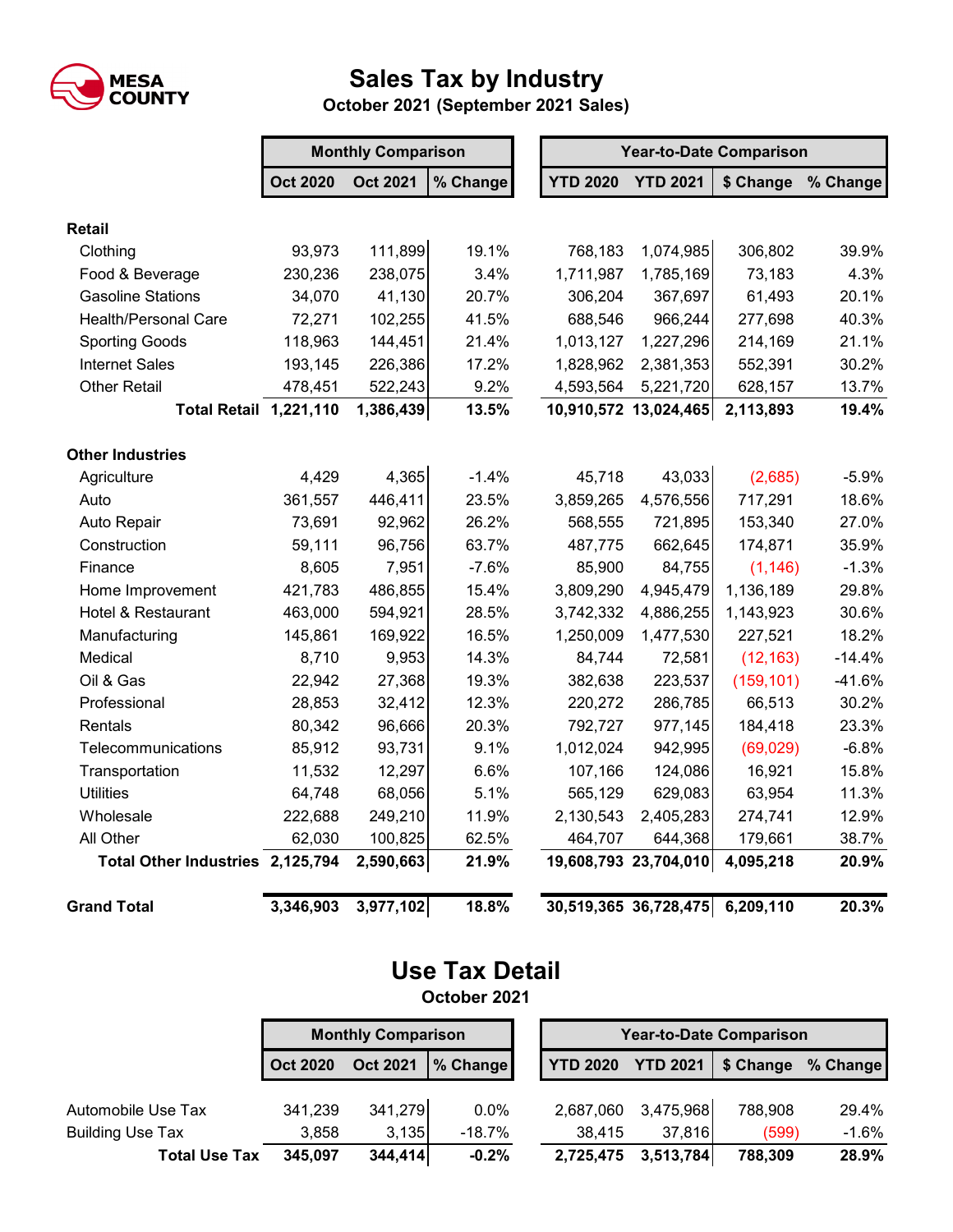MESA COUNTY

# Sales Tax by Industry

**October 2021 (September 2021 Sales)**

| | Monthly Comparison | | | Year-to-Date Comparison | | | |
|---|---|---|---|---|---|---|---|
| | Oct 2020 | Oct 2021 | % Change | YTD 2020 | YTD 2021 | $ Change | % Change |
| **Retail** | | | | | | | |
| Clothing | 93,973 | 111,899 | 19.1% | 768,183 | 1,074,985 | 306,802 | 39.9% |
| Food & Beverage | 230,236 | 238,075 | 3.4% | 1,711,987 | 1,785,169 | 73,183 | 4.3% |
| Gasoline Stations | 34,070 | 41,130 | 20.7% | 306,204 | 367,697 | 61,493 | 20.1% |
| Health/Personal Care | 72,271 | 102,255 | 41.5% | 688,546 | 966,244 | 277,698 | 40.3% |
| Sporting Goods | 118,963 | 144,451 | 21.4% | 1,013,127 | 1,227,296 | 214,169 | 21.1% |
| Internet Sales | 193,145 | 226,386 | 17.2% | 1,828,962 | 2,381,353 | 552,391 | 30.2% |
| Other Retail | 478,451 | 522,243 | 9.2% | 4,593,564 | 5,221,720 | 628,157 | 13.7% |
| **Total Retail** | **1,221,110** | **1,386,439** | **13.5%** | **10,910,572** | **13,024,465** | **2,113,893** | **19.4%** |
| **Other Industries** | | | | | | | |
| Agriculture | 4,429 | 4,365 | -1.4% | 45,718 | 43,033 | (2,685) | -5.9% |
| Auto | 361,557 | 446,411 | 23.5% | 3,859,265 | 4,576,556 | 717,291 | 18.6% |
| Auto Repair | 73,691 | 92,962 | 26.2% | 568,555 | 721,895 | 153,340 | 27.0% |
| Construction | 59,111 | 96,756 | 63.7% | 487,775 | 662,645 | 174,871 | 35.9% |
| Finance | 8,605 | 7,951 | -7.6% | 85,900 | 84,755 | (1,146) | -1.3% |
| Home Improvement | 421,783 | 486,855 | 15.4% | 3,809,290 | 4,945,479 | 1,136,189 | 29.8% |
| Hotel & Restaurant | 463,000 | 594,921 | 28.5% | 3,742,332 | 4,886,255 | 1,143,923 | 30.6% |
| Manufacturing | 145,861 | 169,922 | 16.5% | 1,250,009 | 1,477,530 | 227,521 | 18.2% |
| Medical | 8,710 | 9,953 | 14.3% | 84,744 | 72,581 | (12,163) | -14.4% |
| Oil & Gas | 22,942 | 27,368 | 19.3% | 382,638 | 223,537 | (159,101) | -41.6% |
| Professional | 28,853 | 32,412 | 12.3% | 220,272 | 286,785 | 66,513 | 30.2% |
| Rentals | 80,342 | 96,666 | 20.3% | 792,727 | 977,145 | 184,418 | 23.3% |
| Telecommunications | 85,912 | 93,731 | 9.1% | 1,012,024 | 942,995 | (69,029) | -6.8% |
| Transportation | 11,532 | 12,297 | 6.6% | 107,166 | 124,086 | 16,921 | 15.8% |
| Utilities | 64,748 | 68,056 | 5.1% | 565,129 | 629,083 | 63,954 | 11.3% |
| Wholesale | 222,688 | 249,210 | 11.9% | 2,130,543 | 2,405,283 | 274,741 | 12.9% |
| All Other | 62,030 | 100,825 | 62.5% | 464,707 | 644,368 | 179,661 | 38.7% |
| **Total Other Industries** | **2,125,794** | **2,590,663** | **21.9%** | **19,608,793** | **23,704,010** | **4,095,218** | **20.9%** |
| **Grand Total** | **3,346,903** | **3,977,102** | **18.8%** | **30,519,365** | **36,728,475** | **6,209,110** | **20.3%** |

# Use Tax Detail

**October 2021**

| | Monthly Comparison | | | Year-to-Date Comparison | | | |
|---|---|---|---|---|---|---|---|
| | Oct 2020 | Oct 2021 | % Change | YTD 2020 | YTD 2021 | $ Change | % Change |
| Automobile Use Tax | 341,239 | 341,279 | 0.0% | 2,687,060 | 3,475,968 | 788,908 | 29.4% |
| Building Use Tax | 3,858 | 3,135 | -18.7% | 38,415 | 37,816 | (599) | -1.6% |
| **Total Use Tax** | **345,097** | **344,414** | **-0.2%** | **2,725,475** | **3,513,784** | **788,309** | **28.9%** |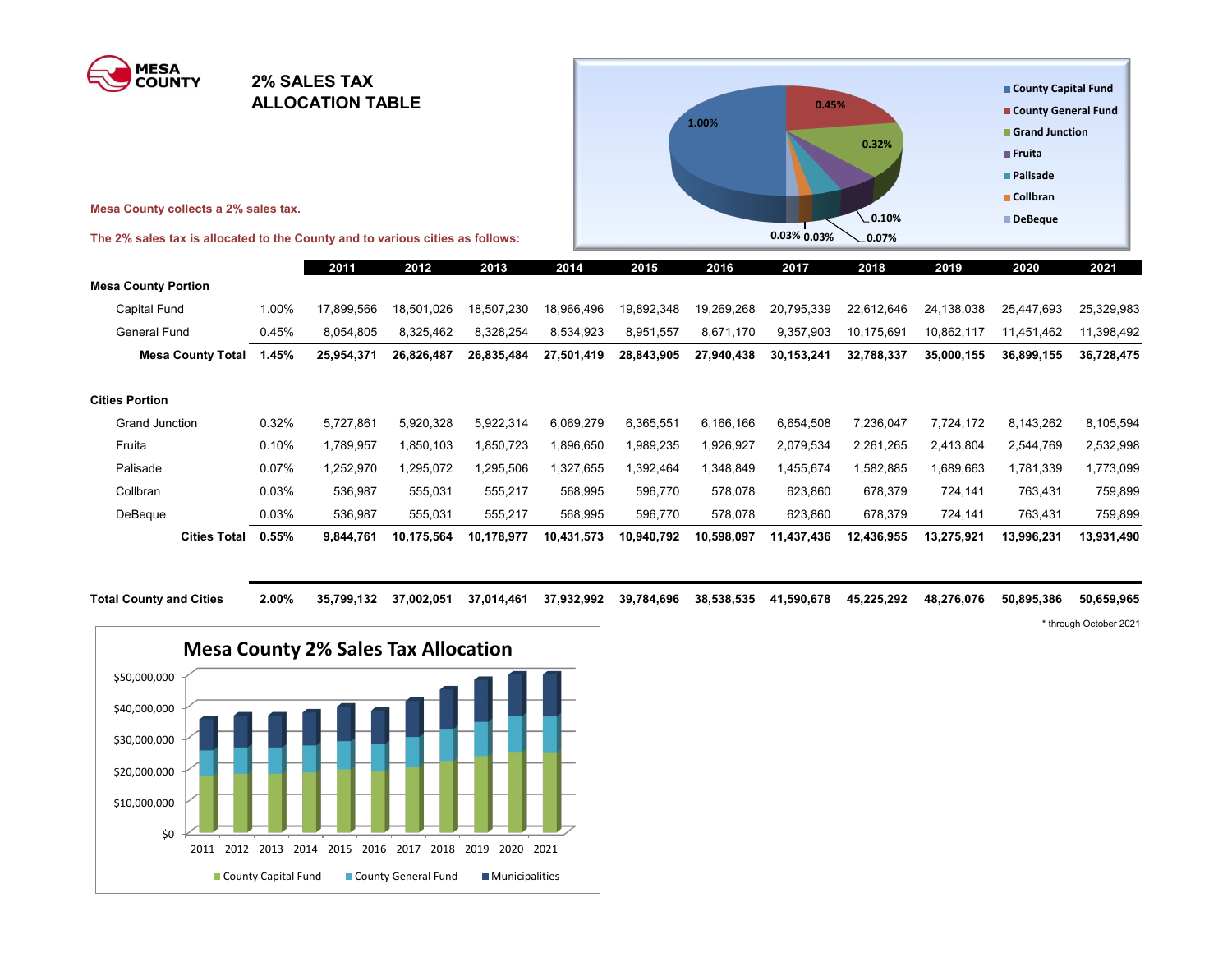MESA COUNTY

# 2% SALES TAX ALLOCATION TABLE

County Capital Fund
County General Fund
Grand Junction
Fruita
Palisade
Collbran
DeBeque

1.00%
0.45%
0.32%
0.10%
0.07%
0.03% 0.03%

**Mesa County collects a 2% sales tax.**

**The 2% sales tax is allocated to the County and to various cities as follows:**

| | | 2011 | 2012 | 2013 | 2014 | 2015 | 2016 | 2017 | 2018 | 2019 | 2020 | 2021 |
|---|---|---|---|---|---|---|---|---|---|---|---|---|
| **Mesa County Portion** | | | | | | | | | | | | |
| Capital Fund | 1.00% | 17,899,566 | 18,501,026 | 18,507,230 | 18,966,496 | 19,892,348 | 19,269,268 | 20,795,339 | 22,612,646 | 24,138,038 | 25,447,693 | 25,329,983 |
| General Fund | 0.45% | 8,054,805 | 8,325,462 | 8,328,254 | 8,534,923 | 8,951,557 | 8,671,170 | 9,357,903 | 10,175,691 | 10,862,117 | 11,451,462 | 11,398,492 |
| **Mesa County Total** | **1.45%** | **25,954,371** | **26,826,487** | **26,835,484** | **27,501,419** | **28,843,905** | **27,940,438** | **30,153,241** | **32,788,337** | **35,000,155** | **36,899,155** | **36,728,475** |
| **Cities Portion** | | | | | | | | | | | | |
| Grand Junction | 0.32% | 5,727,861 | 5,920,328 | 5,922,314 | 6,069,279 | 6,365,551 | 6,166,166 | 6,654,508 | 7,236,047 | 7,724,172 | 8,143,262 | 8,105,594 |
| Fruita | 0.10% | 1,789,957 | 1,850,103 | 1,850,723 | 1,896,650 | 1,989,235 | 1,926,927 | 2,079,534 | 2,261,265 | 2,413,804 | 2,544,769 | 2,532,998 |
| Palisade | 0.07% | 1,252,970 | 1,295,072 | 1,295,506 | 1,327,655 | 1,392,464 | 1,348,849 | 1,455,674 | 1,582,885 | 1,689,663 | 1,781,339 | 1,773,099 |
| Collbran | 0.03% | 536,987 | 555,031 | 555,217 | 568,995 | 596,770 | 578,078 | 623,860 | 678,379 | 724,141 | 763,431 | 759,899 |
| DeBeque | 0.03% | 536,987 | 555,031 | 555,217 | 568,995 | 596,770 | 578,078 | 623,860 | 678,379 | 724,141 | 763,431 | 759,899 |
| **Cities Total** | **0.55%** | **9,844,761** | **10,175,564** | **10,178,977** | **10,431,573** | **10,940,792** | **10,598,097** | **11,437,436** | **12,436,955** | **13,275,921** | **13,996,231** | **13,931,490** |
| **Total County and Cities** | **2.00%** | **35,799,132** | **37,002,051** | **37,014,461** | **37,932,992** | **39,784,696** | **38,538,535** | **41,590,678** | **45,225,292** | **48,276,076** | **50,895,386** | **50,659,965** |

\* through October 2021

**Mesa County 2% Sales Tax Allocation**

$50,000,000
$40,000,000
$30,000,000
$20,000,000
$10,000,000
$0

2011 2012 2013 2014 2015 2016 2017 2018 2019 2020 2021

County Capital Fund
County General Fund
Municipalities